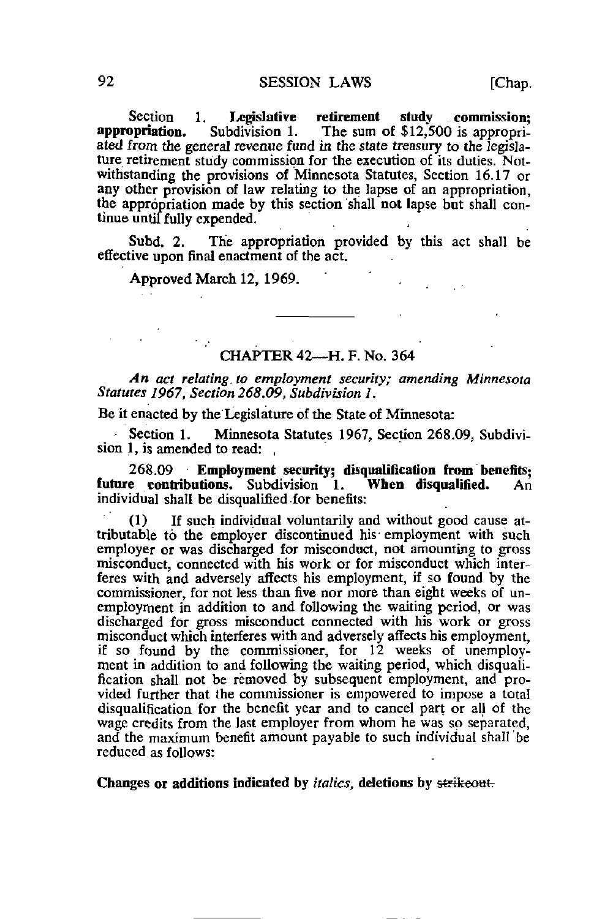Section 1. **Legislative retirement study commission; appropriation.** Subdivision 1. The sum of $12,500 is appropriated from the general revenue fund in the state treasury to the legislature retirement study commission for the execution of its duties. Notwithstanding the provisions of Minnesota Statutes, Section 16.17 or any other provision of law relating to the lapse of an appropriation, the appropriation made by this section shall not lapse but shall continue until fully expended.

Subd. 2. The appropriation provided by this act shall be effective upon final enactment of the act.

Approved March 12, 1969.

---

## CHAPTER 42—H. F. No. 364

*An act relating to employment security; amending Minnesota Statutes 1967, Section 268.09, Subdivision 1.*

Be it enacted by the Legislature of the State of Minnesota:

Section 1. Minnesota Statutes 1967, Section 268.09, Subdivision 1, is amended to read:

268.09 **Employment security; disqualification from benefits; future contributions.** Subdivision 1. **When disqualified.** An individual shall be disqualified for benefits:

(1) If such individual voluntarily and without good cause attributable to the employer discontinued his employment with such employer or was discharged for misconduct, not amounting to gross misconduct, connected with his work or for misconduct which interferes with and adversely affects his employment, if so found by the commissioner, for not less than five nor more than eight weeks of unemployment in addition to and following the waiting period, or was discharged for gross misconduct connected with his work or gross misconduct which interferes with and adversely affects his employment, if so found by the commissioner, for 12 weeks of unemployment in addition to and following the waiting period, which disqualification shall not be removed by subsequent employment, and provided further that the commissioner is empowered to impose a total disqualification for the benefit year and to cancel part or all of the wage credits from the last employer from whom he was so separated, and the maximum benefit amount payable to such individual shall be reduced as follows:

**Changes or additions indicated by** *italics*, **deletions by** ~~strikeout~~.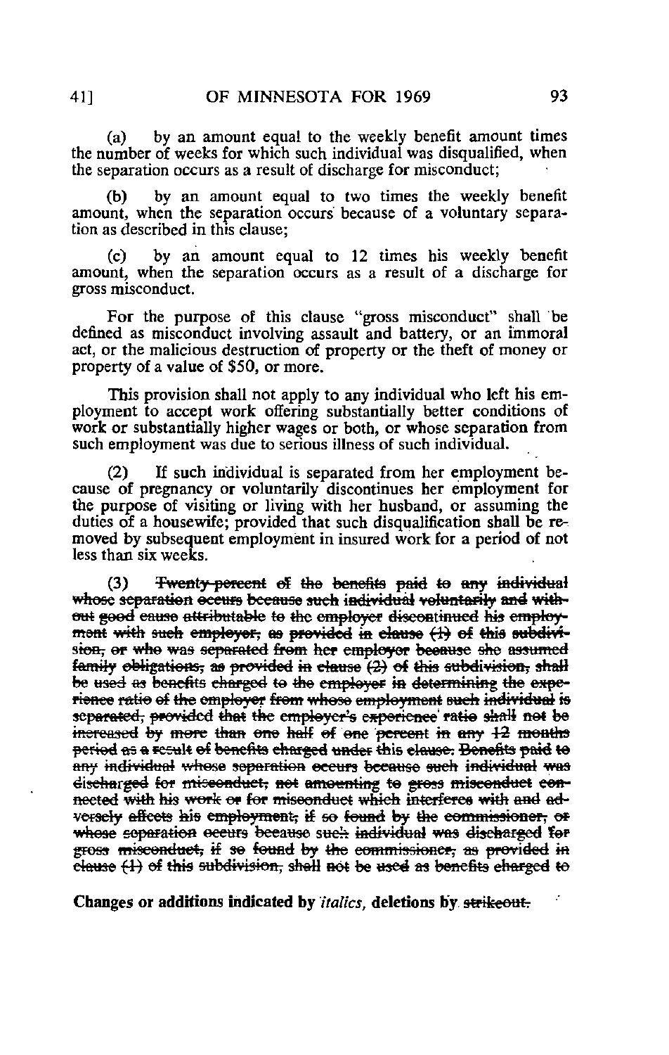(a) by an amount equal to the weekly benefit amount times the number of weeks for which such individual was disqualified, when the separation occurs as a result of discharge for misconduct;

(b) by an amount equal to two times the weekly benefit amount, when the separation occurs because of a voluntary separation as described in this clause;

(c) by an amount equal to 12 times his weekly benefit amount, when the separation occurs as a result of a discharge for gross misconduct.

For the purpose of this clause "gross misconduct" shall be defined as misconduct involving assault and battery, or an immoral act, or the malicious destruction of property or the theft of money or property of a value of $50, or more.

This provision shall not apply to any individual who left his employment to accept work offering substantially better conditions of work or substantially higher wages or both, or whose separation from such employment was due to serious illness of such individual.

(2) If such individual is separated from her employment because of pregnancy or voluntarily discontinues her employment for the purpose of visiting or living with her husband, or assuming the duties of a housewife; provided that such disqualification shall be removed by subsequent employment in insured work for a period of not less than six weeks.

(3) ~~Twenty percent of the benefits paid to any individual whose separation occurs because such individual voluntarily and without good cause attributable to the employer discontinued his employment with such employer, as provided in clause (1) of this subdivision, or who was separated from her employer because she assumed family obligations, as provided in clause (2) of this subdivision, shall be used as benefits charged to the employer in determining the experience ratio of the employer from whose employment such individual is separated, provided that the employer's experience ratio shall not be increased by more than one half of one percent in any 12 months period as a result of benefits charged under this clause. Benefits paid to any individual whose separation occurs because such individual was discharged for misconduct, not amounting to gross misconduct connected with his work or for misconduct which interferes with and adversely affects his employment, if so found by the commissioner, or whose separation occurs because such individual was discharged for gross misconduct, if so found by the commissioner, as provided in clause (1) of this subdivision, shall not be used as benefits charged to~~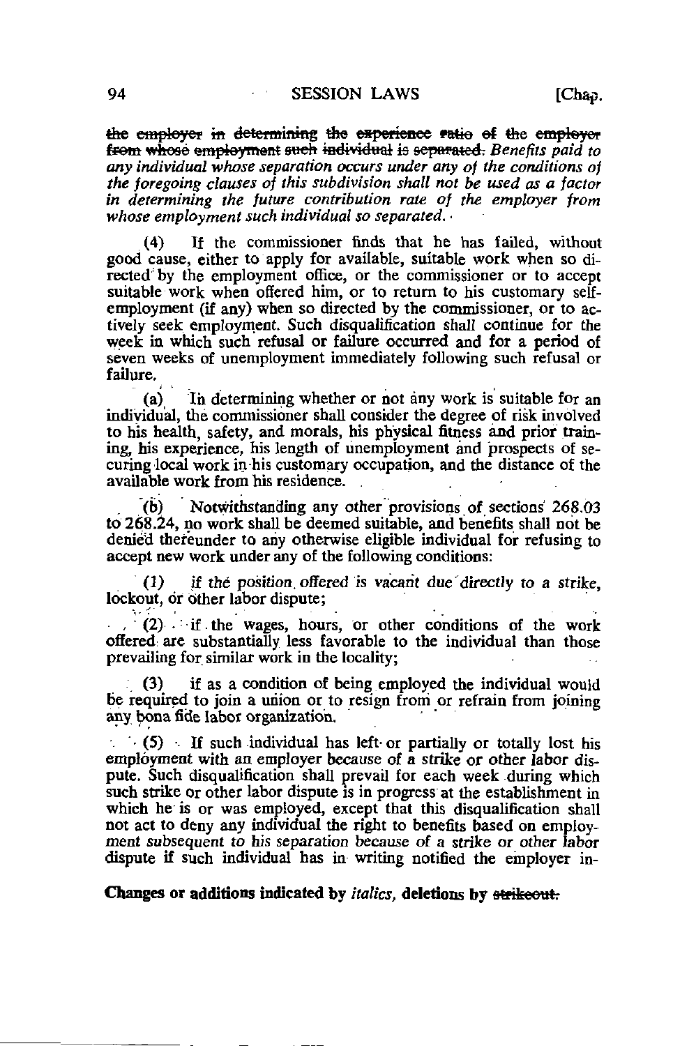~~the employer in determining the experience ratio of the employer from whose employment such individual is separated.~~ *Benefits paid to any individual whose separation occurs under any of the conditions of the foregoing clauses of this subdivision shall not be used as a factor in determining the future contribution rate of the employer from whose employment such individual so separated.*

(4) If the commissioner finds that he has failed, without good cause, either to apply for available, suitable work when so directed by the employment office, or the commissioner or to accept suitable work when offered him, or to return to his customary self-employment (if any) when so directed by the commissioner, or to actively seek employment. Such disqualification shall continue for the week in which such refusal or failure occurred and for a period of seven weeks of unemployment immediately following such refusal or failure.

(a) In determining whether or not any work is suitable for an individual, the commissioner shall consider the degree of risk involved to his health, safety, and morals, his physical fitness and prior training, his experience, his length of unemployment and prospects of securing local work in his customary occupation, and the distance of the available work from his residence.

(b) Notwithstanding any other provisions of sections 268.03 to 268.24, no work shall be deemed suitable, and benefits shall not be denied thereunder to any otherwise eligible individual for refusing to accept new work under any of the following conditions:

(1) *if the position offered is vacant due directly to a strike, lockout, or other labor dispute;*

(2) if the wages, hours, or other conditions of the work offered are substantially less favorable to the individual than those prevailing for similar work in the locality;

(3) if as a condition of being employed the individual would be required to join a union or to resign from or refrain from joining any bona fide labor organization.

(5) If such individual has left or partially or totally lost his employment with an employer because of a strike or other labor dispute. Such disqualification shall prevail for each week during which such strike or other labor dispute is in progress at the establishment in which he is or was employed, except that this disqualification shall not act to deny any individual the right to benefits based on employment subsequent to his separation because of a strike or other labor dispute if such individual has in writing notified the employer in-

**Changes or additions indicated by *italics*, deletions by ~~strikeout.~~**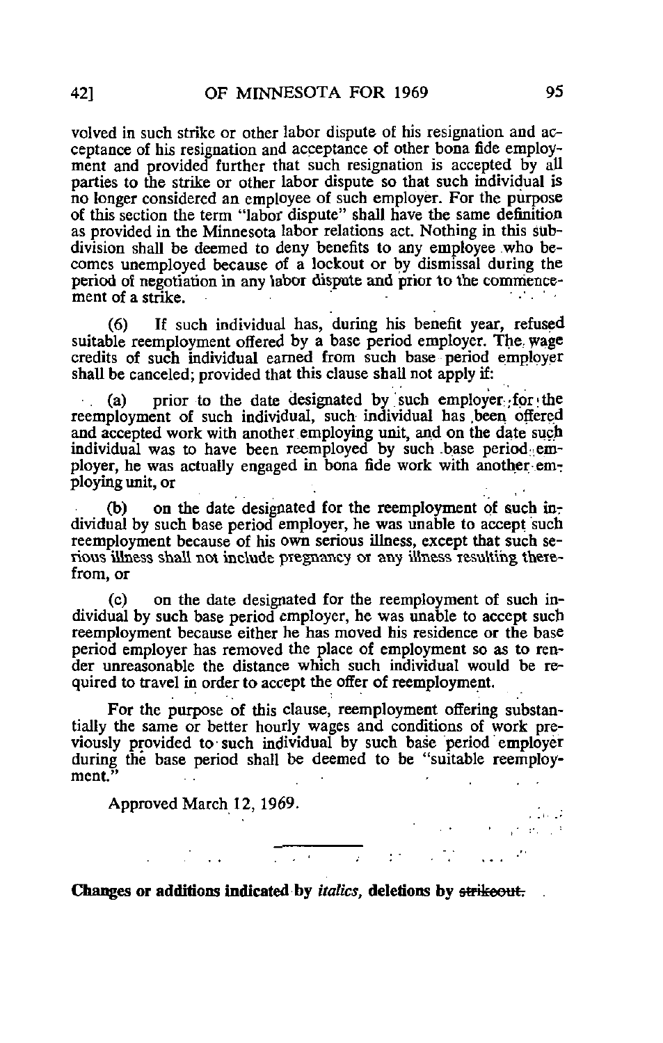volved in such strike or other labor dispute of his resignation and acceptance of his resignation and acceptance of other bona fide employment and provided further that such resignation is accepted by all parties to the strike or other labor dispute so that such individual is no longer considered an employee of such employer. For the purpose of this section the term "labor dispute" shall have the same definition as provided in the Minnesota labor relations act. Nothing in this subdivision shall be deemed to deny benefits to any employee who becomes unemployed because of a lockout or by dismissal during the period of negotiation in any labor dispute and prior to the commencement of a strike.

(6) If such individual has, during his benefit year, refused suitable reemployment offered by a base period employer. The wage credits of such individual earned from such base period employer shall be canceled; provided that this clause shall not apply if:

(a) prior to the date designated by such employer for the reemployment of such individual, such individual has been offered and accepted work with another employing unit, and on the date such individual was to have been reemployed by such base period employer, he was actually engaged in bona fide work with another employing unit, or

(b) on the date designated for the reemployment of such individual by such base period employer, he was unable to accept such reemployment because of his own serious illness, except that such serious illness shall not include pregnancy or any illness resulting therefrom, or

(c) on the date designated for the reemployment of such individual by such base period employer, he was unable to accept such reemployment because either he has moved his residence or the base period employer has removed the place of employment so as to render unreasonable the distance which such individual would be required to travel in order to accept the offer of reemployment.

For the purpose of this clause, reemployment offering substantially the same or better hourly wages and conditions of work previously provided to such individual by such base period employer during the base period shall be deemed to be "suitable reemployment."

Approved March 12, 1969.

---

**Changes or additions indicated by *italics*, deletions by ~~strikeout.~~**